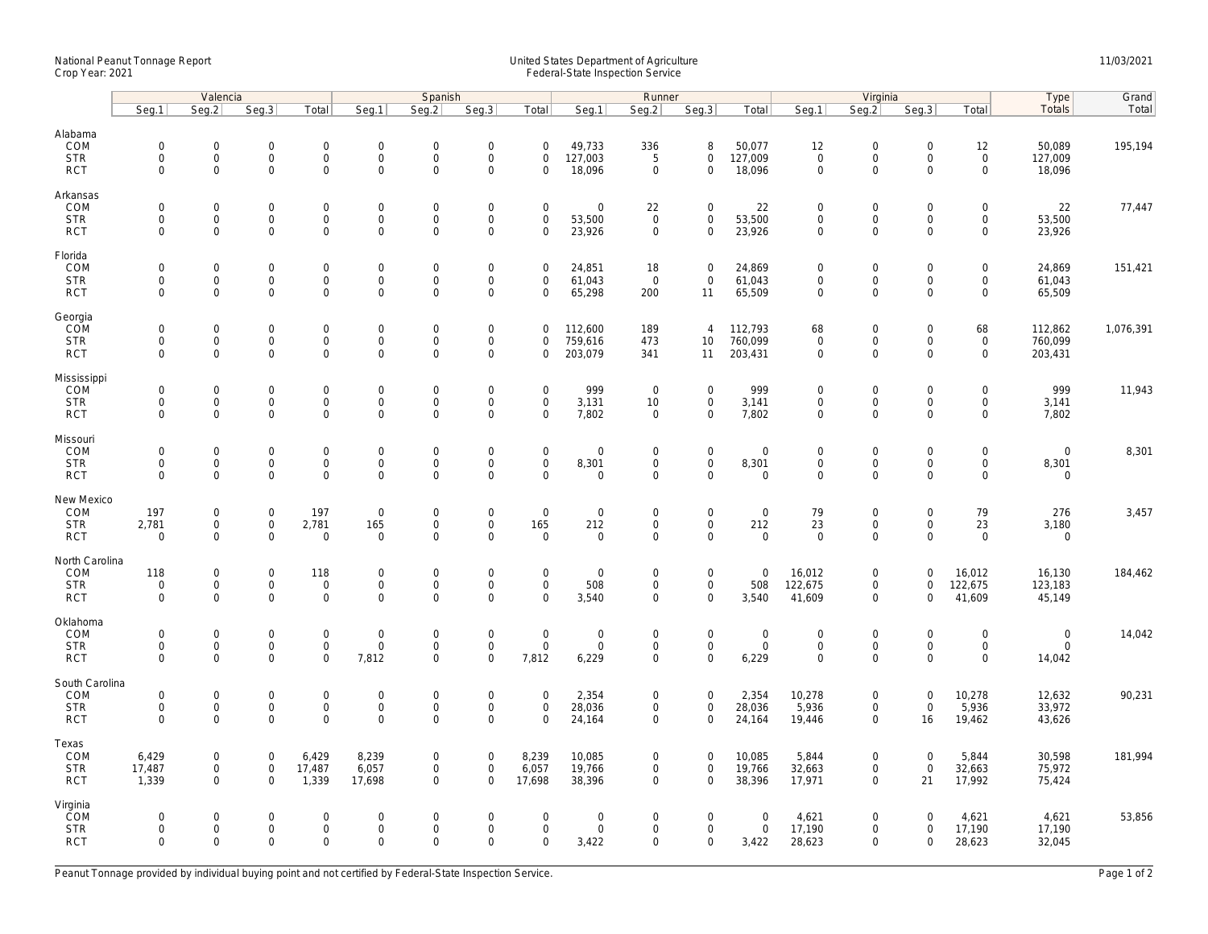National Peanut Tonnage Report
Crop Year: 2021

United States Department of Agriculture
Federal-State Inspection Service

11/03/2021

| | Valencia | | | | Spanish | | | | Runner | | | | Virginia | | | | Type | Grand |
|---|---|---|---|---|---|---|---|---|---|---|---|---|---|---|---|---|---|---|
| | Seg.1 | Seg.2 | Seg.3 | Total | Seg.1 | Seg.2 | Seg.3 | Total | Seg.1 | Seg.2 | Seg.3 | Total | Seg.1 | Seg.2 | Seg.3 | Total | Totals | Total |
| **Alabama** | | | | | | | | | | | | | | | | | | |
| COM | 0 | 0 | 0 | 0 | 0 | 0 | 0 | 0 | 49,733 | 336 | 8 | 50,077 | 12 | 0 | 0 | 12 | 50,089 | 195,194 |
| STR | 0 | 0 | 0 | 0 | 0 | 0 | 0 | 0 | 127,003 | 5 | 0 | 127,009 | 0 | 0 | 0 | 0 | 127,009 | |
| RCT | 0 | 0 | 0 | 0 | 0 | 0 | 0 | 0 | 18,096 | 0 | 0 | 18,096 | 0 | 0 | 0 | 0 | 18,096 | |
| **Arkansas** | | | | | | | | | | | | | | | | | | |
| COM | 0 | 0 | 0 | 0 | 0 | 0 | 0 | 0 | 0 | 22 | 0 | 22 | 0 | 0 | 0 | 0 | 22 | 77,447 |
| STR | 0 | 0 | 0 | 0 | 0 | 0 | 0 | 0 | 53,500 | 0 | 0 | 53,500 | 0 | 0 | 0 | 0 | 53,500 | |
| RCT | 0 | 0 | 0 | 0 | 0 | 0 | 0 | 0 | 23,926 | 0 | 0 | 23,926 | 0 | 0 | 0 | 0 | 23,926 | |
| **Florida** | | | | | | | | | | | | | | | | | | |
| COM | 0 | 0 | 0 | 0 | 0 | 0 | 0 | 0 | 24,851 | 18 | 0 | 24,869 | 0 | 0 | 0 | 0 | 24,869 | 151,421 |
| STR | 0 | 0 | 0 | 0 | 0 | 0 | 0 | 0 | 61,043 | 0 | 0 | 61,043 | 0 | 0 | 0 | 0 | 61,043 | |
| RCT | 0 | 0 | 0 | 0 | 0 | 0 | 0 | 0 | 65,298 | 200 | 11 | 65,509 | 0 | 0 | 0 | 0 | 65,509 | |
| **Georgia** | | | | | | | | | | | | | | | | | | |
| COM | 0 | 0 | 0 | 0 | 0 | 0 | 0 | 0 | 112,600 | 189 | 4 | 112,793 | 68 | 0 | 0 | 68 | 112,862 | 1,076,391 |
| STR | 0 | 0 | 0 | 0 | 0 | 0 | 0 | 0 | 759,616 | 473 | 10 | 760,099 | 0 | 0 | 0 | 0 | 760,099 | |
| RCT | 0 | 0 | 0 | 0 | 0 | 0 | 0 | 0 | 203,079 | 341 | 11 | 203,431 | 0 | 0 | 0 | 0 | 203,431 | |
| **Mississippi** | | | | | | | | | | | | | | | | | | |
| COM | 0 | 0 | 0 | 0 | 0 | 0 | 0 | 0 | 999 | 0 | 0 | 999 | 0 | 0 | 0 | 0 | 999 | 11,943 |
| STR | 0 | 0 | 0 | 0 | 0 | 0 | 0 | 0 | 3,131 | 10 | 0 | 3,141 | 0 | 0 | 0 | 0 | 3,141 | |
| RCT | 0 | 0 | 0 | 0 | 0 | 0 | 0 | 0 | 7,802 | 0 | 0 | 7,802 | 0 | 0 | 0 | 0 | 7,802 | |
| **Missouri** | | | | | | | | | | | | | | | | | | |
| COM | 0 | 0 | 0 | 0 | 0 | 0 | 0 | 0 | 0 | 0 | 0 | 0 | 0 | 0 | 0 | 0 | 0 | 8,301 |
| STR | 0 | 0 | 0 | 0 | 0 | 0 | 0 | 0 | 8,301 | 0 | 0 | 8,301 | 0 | 0 | 0 | 0 | 8,301 | |
| RCT | 0 | 0 | 0 | 0 | 0 | 0 | 0 | 0 | 0 | 0 | 0 | 0 | 0 | 0 | 0 | 0 | 0 | |
| **New Mexico** | | | | | | | | | | | | | | | | | | |
| COM | 197 | 0 | 0 | 197 | 0 | 0 | 0 | 0 | 0 | 0 | 0 | 0 | 79 | 0 | 0 | 79 | 276 | 3,457 |
| STR | 2,781 | 0 | 0 | 2,781 | 165 | 0 | 0 | 165 | 212 | 0 | 0 | 212 | 23 | 0 | 0 | 23 | 3,180 | |
| RCT | 0 | 0 | 0 | 0 | 0 | 0 | 0 | 0 | 0 | 0 | 0 | 0 | 0 | 0 | 0 | 0 | 0 | |
| **North Carolina** | | | | | | | | | | | | | | | | | | |
| COM | 118 | 0 | 0 | 118 | 0 | 0 | 0 | 0 | 0 | 0 | 0 | 0 | 16,012 | 0 | 0 | 16,012 | 16,130 | 184,462 |
| STR | 0 | 0 | 0 | 0 | 0 | 0 | 0 | 0 | 508 | 0 | 0 | 508 | 122,675 | 0 | 0 | 122,675 | 123,183 | |
| RCT | 0 | 0 | 0 | 0 | 0 | 0 | 0 | 0 | 3,540 | 0 | 0 | 3,540 | 41,609 | 0 | 0 | 41,609 | 45,149 | |
| **Oklahoma** | | | | | | | | | | | | | | | | | | |
| COM | 0 | 0 | 0 | 0 | 0 | 0 | 0 | 0 | 0 | 0 | 0 | 0 | 0 | 0 | 0 | 0 | 0 | 14,042 |
| STR | 0 | 0 | 0 | 0 | 0 | 0 | 0 | 0 | 0 | 0 | 0 | 0 | 0 | 0 | 0 | 0 | 0 | |
| RCT | 0 | 0 | 0 | 0 | 7,812 | 0 | 0 | 7,812 | 6,229 | 0 | 0 | 6,229 | 0 | 0 | 0 | 0 | 14,042 | |
| **South Carolina** | | | | | | | | | | | | | | | | | | |
| COM | 0 | 0 | 0 | 0 | 0 | 0 | 0 | 0 | 2,354 | 0 | 0 | 2,354 | 10,278 | 0 | 0 | 10,278 | 12,632 | 90,231 |
| STR | 0 | 0 | 0 | 0 | 0 | 0 | 0 | 0 | 28,036 | 0 | 0 | 28,036 | 5,936 | 0 | 0 | 5,936 | 33,972 | |
| RCT | 0 | 0 | 0 | 0 | 0 | 0 | 0 | 0 | 24,164 | 0 | 0 | 24,164 | 19,446 | 0 | 16 | 19,462 | 43,626 | |
| **Texas** | | | | | | | | | | | | | | | | | | |
| COM | 6,429 | 0 | 0 | 6,429 | 8,239 | 0 | 0 | 8,239 | 10,085 | 0 | 0 | 10,085 | 5,844 | 0 | 0 | 5,844 | 30,598 | 181,994 |
| STR | 17,487 | 0 | 0 | 17,487 | 6,057 | 0 | 0 | 6,057 | 19,766 | 0 | 0 | 19,766 | 32,663 | 0 | 0 | 32,663 | 75,972 | |
| RCT | 1,339 | 0 | 0 | 1,339 | 17,698 | 0 | 0 | 17,698 | 38,396 | 0 | 0 | 38,396 | 17,971 | 0 | 21 | 17,992 | 75,424 | |
| **Virginia** | | | | | | | | | | | | | | | | | | |
| COM | 0 | 0 | 0 | 0 | 0 | 0 | 0 | 0 | 0 | 0 | 0 | 0 | 4,621 | 0 | 0 | 4,621 | 4,621 | 53,856 |
| STR | 0 | 0 | 0 | 0 | 0 | 0 | 0 | 0 | 0 | 0 | 0 | 0 | 17,190 | 0 | 0 | 17,190 | 17,190 | |
| RCT | 0 | 0 | 0 | 0 | 0 | 0 | 0 | 0 | 3,422 | 0 | 0 | 3,422 | 28,623 | 0 | 0 | 28,623 | 32,045 | |

Peanut Tonnage provided by individual buying point and not certified by Federal-State Inspection Service.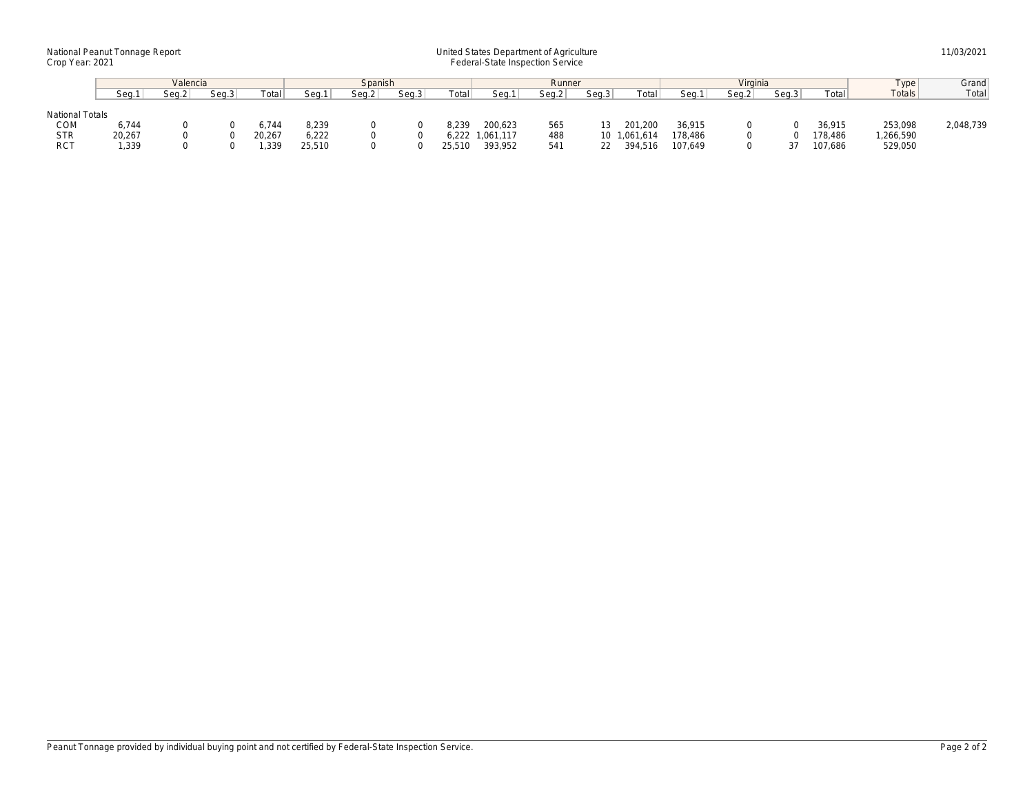National Peanut Tonnage Report
Crop Year: 2021

United States Department of Agriculture
Federal-State Inspection Service

11/03/2021

| | Valencia | | | | Spanish | | | | Runner | | | | Virginia | | | | Type | Grand |
|---|---|---|---|---|---|---|---|---|---|---|---|---|---|---|---|---|---|---|
| | Seg.1 | Seg.2 | Seg.3 | Total | Seg.1 | Seg.2 | Seg.3 | Total | Seg.1 | Seg.2 | Seg.3 | Total | Seg.1 | Seg.2 | Seg.3 | Total | Totals | Total |
| National Totals | | | | | | | | | | | | | | | | | | |
| COM | 6,744 | 0 | 0 | 6,744 | 8,239 | 0 | 0 | 8,239 | 200,623 | 565 | 13 | 201,200 | 36,915 | 0 | 0 | 36,915 | 253,098 | 2,048,739 |
| STR | 20,267 | 0 | 0 | 20,267 | 6,222 | 0 | 0 | 6,222 | 1,061,117 | 488 | 10 | 1,061,614 | 178,486 | 0 | 0 | 178,486 | 1,266,590 | |
| RCT | 1,339 | 0 | 0 | 1,339 | 25,510 | 0 | 0 | 25,510 | 393,952 | 541 | 22 | 394,516 | 107,649 | 0 | 37 | 107,686 | 529,050 | |

Peanut Tonnage provided by individual buying point and not certified by Federal-State Inspection Service.